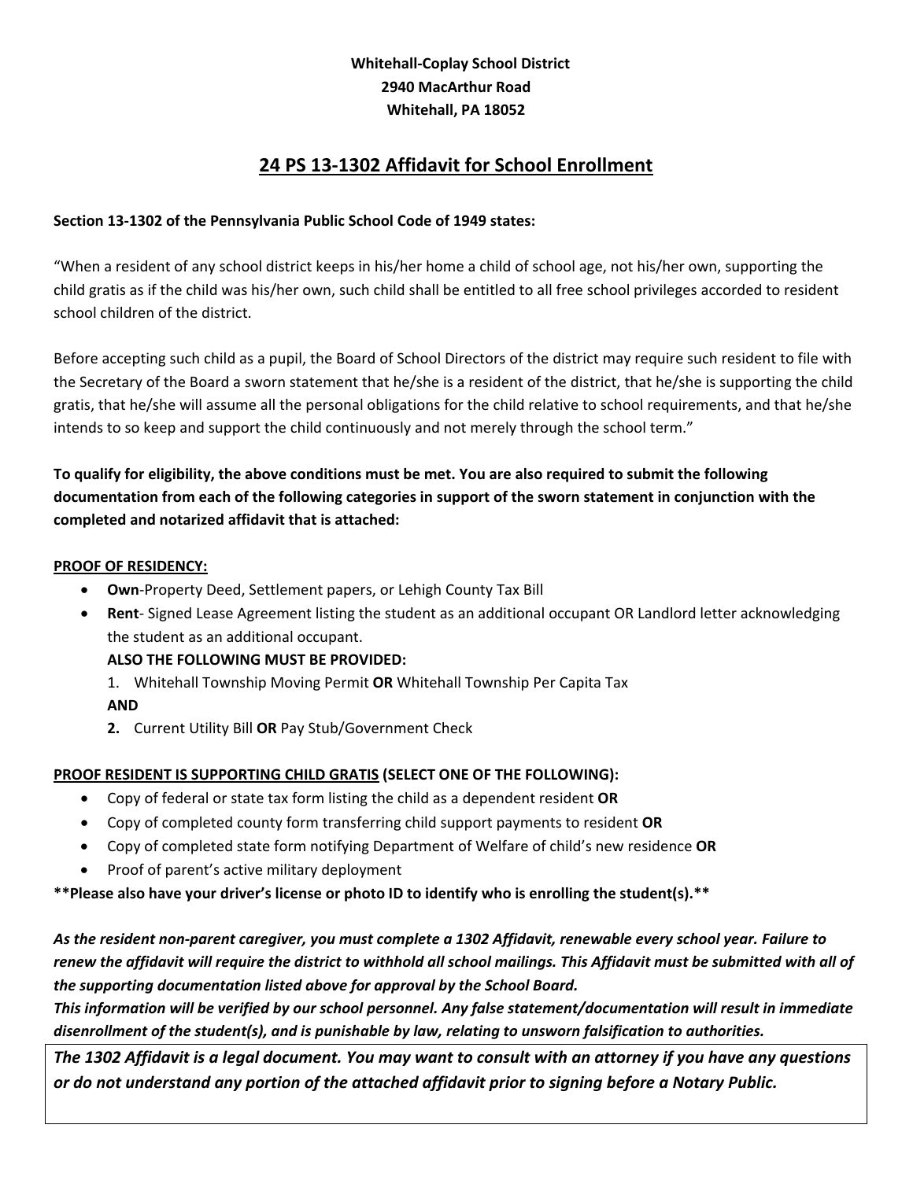**Whitehall-Coplay School District**
**2940 MacArthur Road**
**Whitehall, PA 18052**

# 24 PS 13-1302 Affidavit for School Enrollment

**Section 13-1302 of the Pennsylvania Public School Code of 1949 states:**

"When a resident of any school district keeps in his/her home a child of school age, not his/her own, supporting the child gratis as if the child was his/her own, such child shall be entitled to all free school privileges accorded to resident school children of the district.

Before accepting such child as a pupil, the Board of School Directors of the district may require such resident to file with the Secretary of the Board a sworn statement that he/she is a resident of the district, that he/she is supporting the child gratis, that he/she will assume all the personal obligations for the child relative to school requirements, and that he/she intends to so keep and support the child continuously and not merely through the school term."

**To qualify for eligibility, the above conditions must be met. You are also required to submit the following documentation from each of the following categories in support of the sworn statement in conjunction with the completed and notarized affidavit that is attached:**

**PROOF OF RESIDENCY:**

- **Own**-Property Deed, Settlement papers, or Lehigh County Tax Bill
- **Rent**- Signed Lease Agreement listing the student as an additional occupant OR Landlord letter acknowledging the student as an additional occupant.

  **ALSO THE FOLLOWING MUST BE PROVIDED:**

  1. Whitehall Township Moving Permit **OR** Whitehall Township Per Capita Tax

  **AND**

  2. Current Utility Bill **OR** Pay Stub/Government Check

**PROOF RESIDENT IS SUPPORTING CHILD GRATIS (SELECT ONE OF THE FOLLOWING):**

- Copy of federal or state tax form listing the child as a dependent resident **OR**
- Copy of completed county form transferring child support payments to resident **OR**
- Copy of completed state form notifying Department of Welfare of child's new residence **OR**
- Proof of parent's active military deployment

**\*\*Please also have your driver's license or photo ID to identify who is enrolling the student(s).\*\***

***As the resident non-parent caregiver, you must complete a 1302 Affidavit, renewable every school year. Failure to renew the affidavit will require the district to withhold all school mailings. This Affidavit must be submitted with all of the supporting documentation listed above for approval by the School Board.***
***This information will be verified by our school personnel. Any false statement/documentation will result in immediate disenrollment of the student(s), and is punishable by law, relating to unsworn falsification to authorities.***

***The 1302 Affidavit is a legal document. You may want to consult with an attorney if you have any questions or do not understand any portion of the attached affidavit prior to signing before a Notary Public.***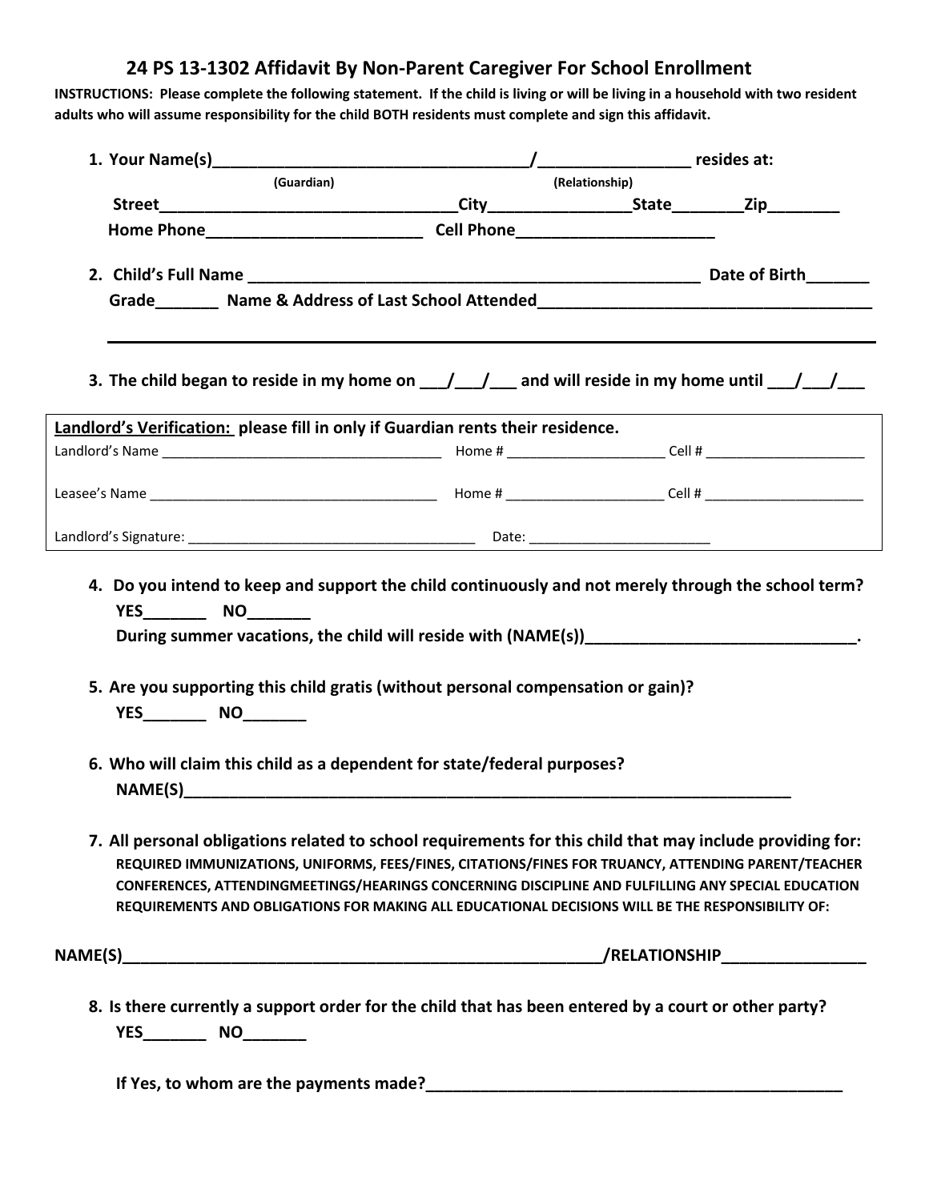# 24 PS 13-1302 Affidavit By Non-Parent Caregiver For School Enrollment

**INSTRUCTIONS: Please complete the following statement. If the child is living or will be living in a household with two resident adults who will assume responsibility for the child BOTH residents must complete and sign this affidavit.**

1. **Your Name(s)___________________________________/________________ resides at:**
   (Guardian) (Relationship)
   **Street________________________________City________________State________Zip________**
   **Home Phone________________________ Cell Phone______________________**

2. **Child's Full Name ___________________________________________________ Date of Birth_______**
   **Grade_______ Name & Address of Last School Attended_____________________________________**
   ______________________________________________________________________________

3. **The child began to reside in my home on ___/___/___ and will reside in my home until ___/___/___**

**Landlord's Verification:** **please fill in only if Guardian rents their residence.**

Landlord's Name _____________________________________ Home # ____________________ Cell # _____________________

Leasee's Name ______________________________________ Home # ____________________ Cell # _____________________

Landlord's Signature: ______________________________________ Date: _______________________

4. **Do you intend to keep and support the child continuously and not merely through the school term?**
   **YES_______ NO_______**
   **During summer vacations, the child will reside with (NAME(s))______________________________.**

5. **Are you supporting this child gratis (without personal compensation or gain)?**
   **YES_______ NO_______**

6. **Who will claim this child as a dependent for state/federal purposes?**
   **NAME(S)_____________________________________________________________________**

7. **All personal obligations related to school requirements for this child that may include providing for:**
   **REQUIRED IMMUNIZATIONS, UNIFORMS, FEES/FINES, CITATIONS/FINES FOR TRUANCY, ATTENDING PARENT/TEACHER CONFERENCES, ATTENDINGMEETINGS/HEARINGS CONCERNING DISCIPLINE AND FULFILLING ANY SPECIAL EDUCATION REQUIREMENTS AND OBLIGATIONS FOR MAKING ALL EDUCATIONAL DECISIONS WILL BE THE RESPONSIBILITY OF:**

**NAME(S)_______________________________________________________/RELATIONSHIP________________**

8. **Is there currently a support order for the child that has been entered by a court or other party?**
   **YES_______ NO_______**

   **If Yes, to whom are the payments made?_________________________________________________**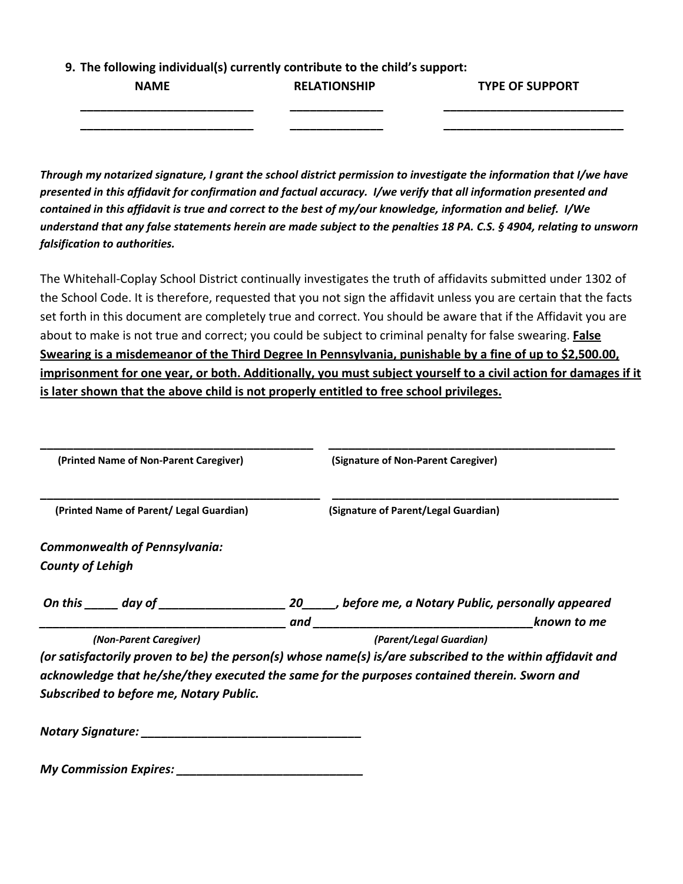**9. The following individual(s) currently contribute to the child's support:**

| NAME | RELATIONSHIP | TYPE OF SUPPORT |
|---|---|---|
| ___________________________ | ______________ | ____________________________ |
| ___________________________ | ______________ | ____________________________ |

***Through my notarized signature, I grant the school district permission to investigate the information that I/we have presented in this affidavit for confirmation and factual accuracy. I/we verify that all information presented and contained in this affidavit is true and correct to the best of my/our knowledge, information and belief. I/We understand that any false statements herein are made subject to the penalties 18 PA. C.S. § 4904, relating to unsworn falsification to authorities.***

The Whitehall-Coplay School District continually investigates the truth of affidavits submitted under 1302 of the School Code. It is therefore, requested that you not sign the affidavit unless you are certain that the facts set forth in this document are completely true and correct. You should be aware that if the Affidavit you are about to make is not true and correct; you could be subject to criminal penalty for false swearing. **False Swearing is a misdemeanor of the Third Degree In Pennsylvania, punishable by a fine of up to $2,500.00, imprisonment for one year, or both. Additionally, you must subject yourself to a civil action for damages if it is later shown that the above child is not properly entitled to free school privileges.**

_____________________________________________ _______________________________________________

**(Printed Name of Non-Parent Caregiver)** **(Signature of Non-Parent Caregiver)**

_____________________________________________ _______________________________________________

**(Printed Name of Parent/ Legal Guardian)** **(Signature of Parent/Legal Guardian)**

***Commonwealth of Pennsylvania:***
***County of Lehigh***

***On this _____ day of ___________________ 20_____, before me, a Notary Public, personally appeared _____________________________________ and _________________________________known to me***

***(Non-Parent Caregiver)*** ***(Parent/Legal Guardian)***

***(or satisfactorily proven to be) the person(s) whose name(s) is/are subscribed to the within affidavit and acknowledge that he/she/they executed the same for the purposes contained therein. Sworn and Subscribed to before me, Notary Public.***

***Notary Signature: __________________________________***

***My Commission Expires: _____________________________***